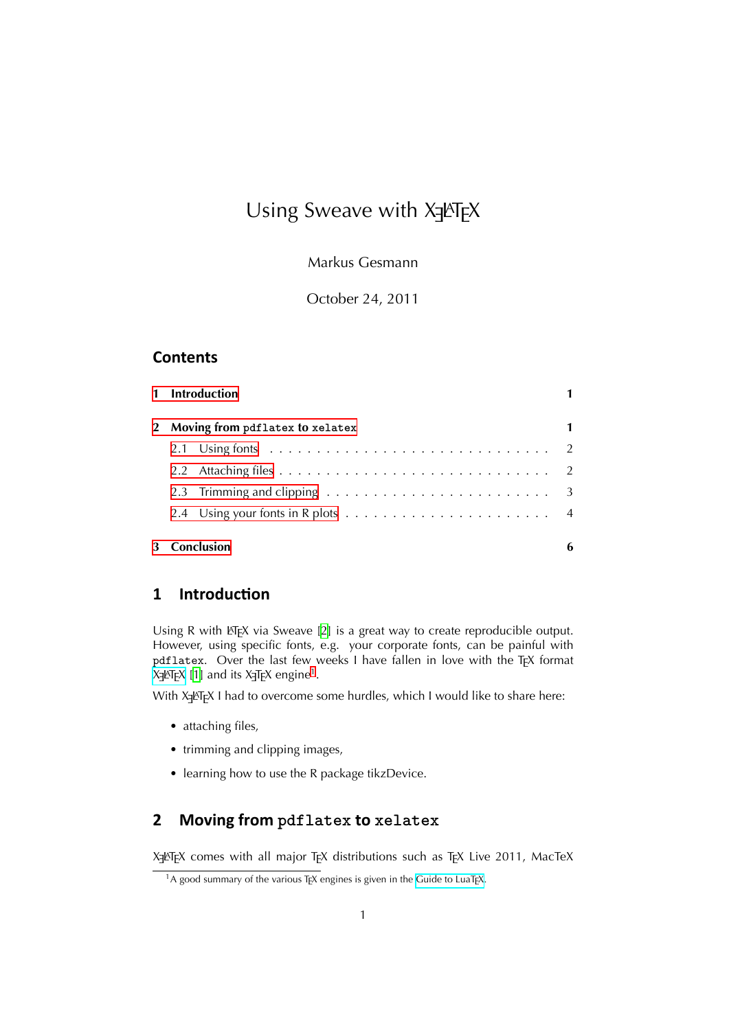# Using Sweave with XeLaTeX

Markus Gesmann

October 24, 2011

## Contents

| | |
|---|---|
| **1 Introduction** | **1** |
| **2 Moving from `pdflatex` to `xelatex`** | **1** |
| 2.1 Using fonts | 2 |
| 2.2 Attaching files | 2 |
| 2.3 Trimming and clipping | 3 |
| 2.4 Using your fonts in R plots | 4 |
| **3 Conclusion** | **6** |

## 1 Introduction

Using R with LaTeX via Sweave [2] is a great way to create reproducible output. However, using specific fonts, e.g. your corporate fonts, can be painful with `pdflatex`. Over the last few weeks I have fallen in love with the TeX format XeLaTeX [1] and its XeTeX engine[1].

With XeLaTeX I had to overcome some hurdles, which I would like to share here:

- attaching files,
- trimming and clipping images,
- learning how to use the R package tikzDevice.

## 2 Moving from `pdflatex` to `xelatex`

XeLaTeX comes with all major TeX distributions such as TeX Live 2011, MacTeX

[1] A good summary of the various TeX engines is given in the Guide to LuaTeX.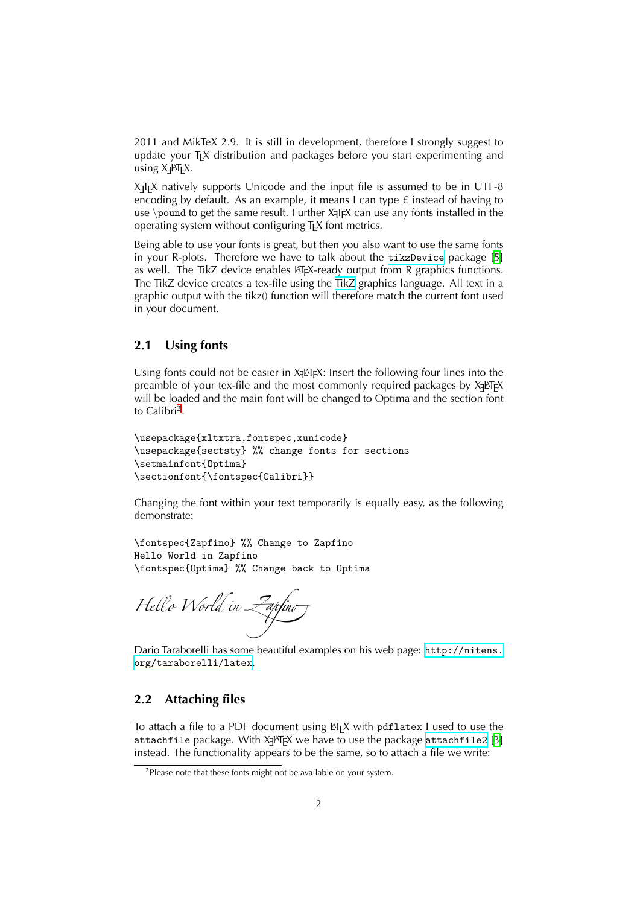2011 and MikTeX 2.9. It is still in development, therefore I strongly suggest to update your TEX distribution and packages before you start experimenting and using XƎLATEX.

XƎTEX natively supports Unicode and the input file is assumed to be in UTF-8 encoding by default. As an example, it means I can type £ instead of having to use `\pound` to get the same result. Further XƎTEX can use any fonts installed in the operating system without configuring TEX font metrics.

Being able to use your fonts is great, but then you also want to use the same fonts in your R-plots. Therefore we have to talk about the `tikzDevice` package [5] as well. The TikZ device enables LATEX-ready output from R graphics functions. The TikZ device creates a tex-file using the TikZ graphics language. All text in a graphic output with the tikz() function will therefore match the current font used in your document.

## 2.1 Using fonts

Using fonts could not be easier in XƎLATEX: Insert the following four lines into the preamble of your tex-file and the most commonly required packages by XƎLATEX will be loaded and the main font will be changed to Optima and the section font to Calibri[2].

```
\usepackage{xltxtra,fontspec,xunicode}
\usepackage{sectsty} %% change fonts for sections
\setmainfont{Optima}
\sectionfont{\fontspec{Calibri}}
```

Changing the font within your text temporarily is equally easy, as the following demonstrate:

```
\fontspec{Zapfino} %% Change to Zapfino
Hello World in Zapfino
\fontspec{Optima} %% Change back to Optima
```

*Hello World in Zapfino*

Dario Taraborelli has some beautiful examples on his web page: `http://nitens.org/taraborelli/latex`.

## 2.2 Attaching files

To attach a file to a PDF document using LATEX with `pdflatex` I used to use the `attachfile` package. With XƎLATEX we have to use the package `attachfile2` [3] instead. The functionality appears to be the same, so to attach a file we write:

[2]Please note that these fonts might not be available on your system.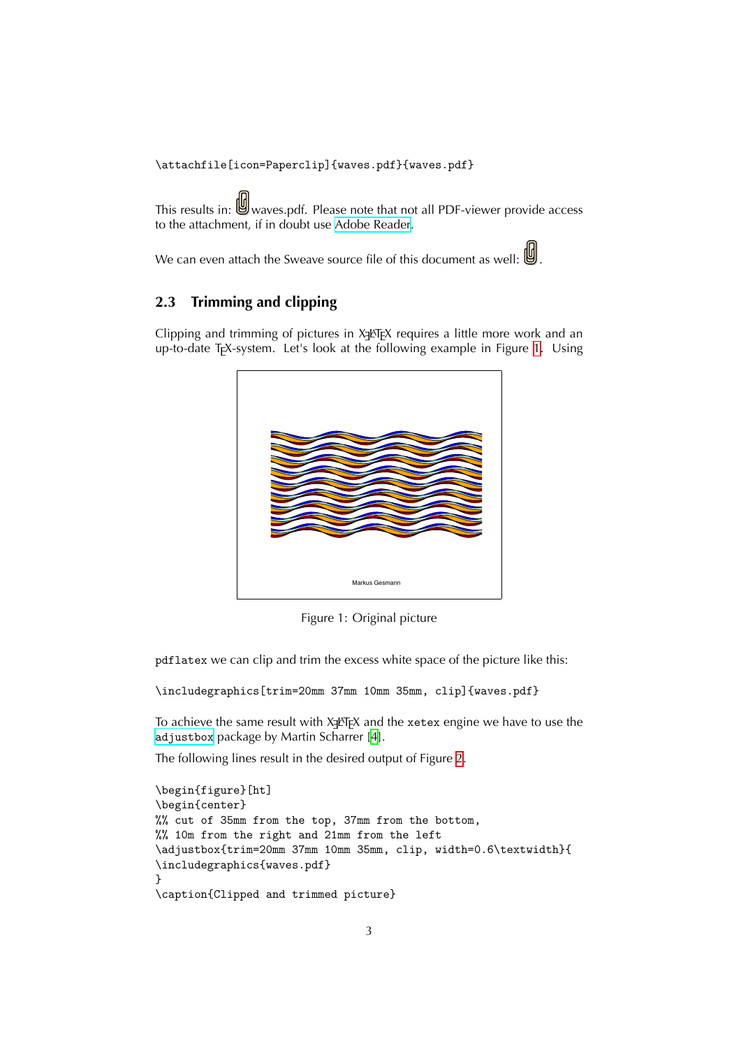```
\attachfile[icon=Paperclip]{waves.pdf}{waves.pdf}
```

This results in: waves.pdf. Please note that not all PDF-viewer provide access to the attachment, if in doubt use Adobe Reader.

We can even attach the Sweave source file of this document as well: .

### 2.3 Trimming and clipping

Clipping and trimming of pictures in XeLaTeX requires a little more work and an up-to-date TeX-system. Let's look at the following example in Figure 1. Using

Figure 1: Original picture

pdflatex we can clip and trim the excess white space of the picture like this:

```
\includegraphics[trim=20mm 37mm 10mm 35mm, clip]{waves.pdf}
```

To achieve the same result with XeLaTeX and the xetex engine we have to use the adjustbox package by Martin Scharrer [4].

The following lines result in the desired output of Figure 2.

```
\begin{figure}[ht]
\begin{center}
%% cut of 35mm from the top, 37mm from the bottom,
%% 10m from the right and 21mm from the left
\adjustbox{trim=20mm 37mm 10mm 35mm, clip, width=0.6\textwidth}{
\includegraphics{waves.pdf}
}
\caption{Clipped and trimmed picture}
```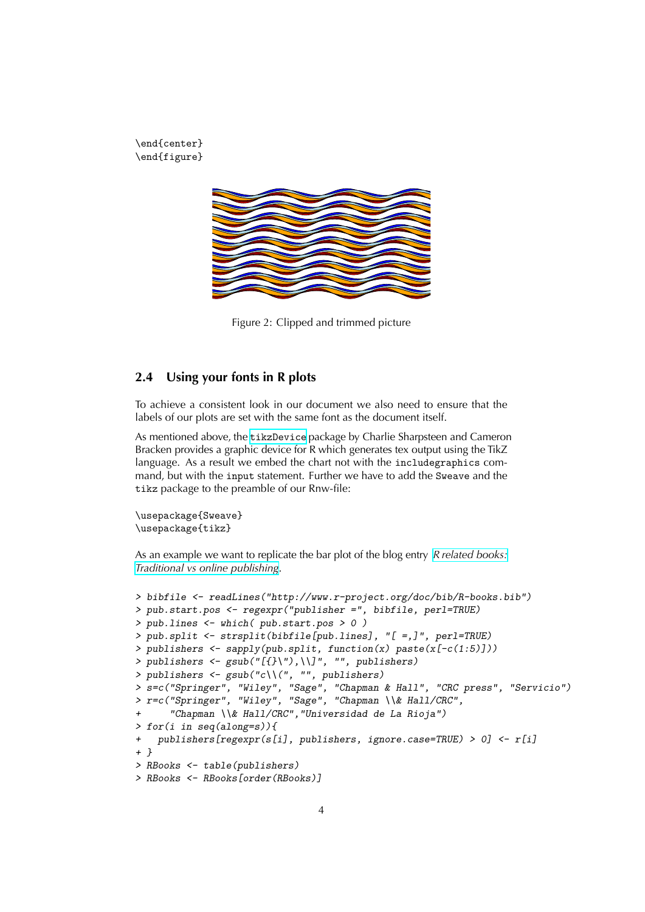```
\end{center}
\end{figure}
```

Figure 2: Clipped and trimmed picture

### 2.4 Using your fonts in R plots

To achieve a consistent look in our document we also need to ensure that the labels of our plots are set with the same font as the document itself.

As mentioned above, the `tikzDevice` package by Charlie Sharpsteen and Cameron Bracken provides a graphic device for R which generates tex output using the TikZ language. As a result we embed the chart not with the `includegraphics` command, but with the `input` statement. Further we have to add the `Sweave` and the `tikz` package to the preamble of our Rnw-file:

```
\usepackage{Sweave}
\usepackage{tikz}
```

As an example we want to replicate the bar plot of the blog entry *R related books: Traditional vs online publishing*.

```
> bibfile <- readLines("http://www.r-project.org/doc/bib/R-books.bib")
> pub.start.pos <- regexpr("publisher =", bibfile, perl=TRUE)
> pub.lines <- which( pub.start.pos > 0 )
> pub.split <- strsplit(bibfile[pub.lines], "[ =,]", perl=TRUE)
> publishers <- sapply(pub.split, function(x) paste(x[-c(1:5)]))
> publishers <- gsub("[{}\"),\\]", "", publishers)
> publishers <- gsub("c\\(", "", publishers)
> s=c("Springer", "Wiley", "Sage", "Chapman & Hall", "CRC press", "Servicio")
> r=c("Springer", "Wiley", "Sage", "Chapman \\& Hall/CRC",
+     "Chapman \\& Hall/CRC","Universidad de La Rioja")
> for(i in seq(along=s)){
+   publishers[regexpr(s[i], publishers, ignore.case=TRUE) > 0] <- r[i]
+ }
> RBooks <- table(publishers)
> RBooks <- RBooks[order(RBooks)]
```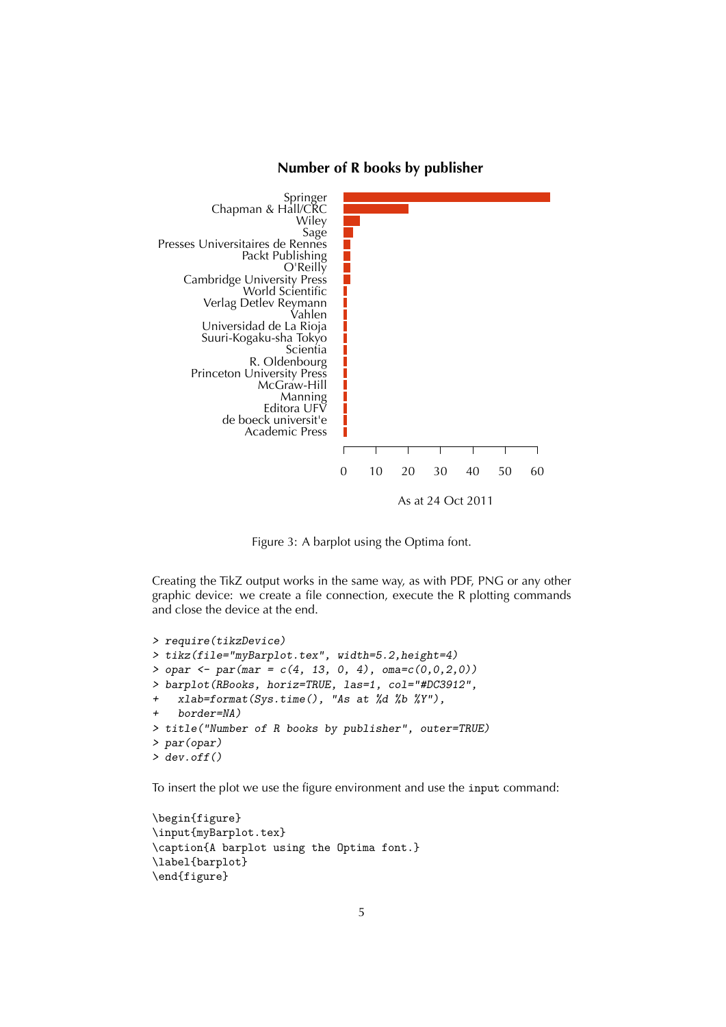Figure 3: A barplot using the Optima font.

Creating the TikZ output works in the same way, as with PDF, PNG or any other graphic device: we create a file connection, execute the R plotting commands and close the device at the end.

```
> require(tikzDevice)
> tikz(file="myBarplot.tex", width=5.2,height=4)
> opar <- par(mar = c(4, 13, 0, 4), oma=c(0,0,2,0))
> barplot(RBooks, horiz=TRUE, las=1, col="#DC3912",
+   xlab=format(Sys.time(), "As at %d %b %Y"),
+   border=NA)
> title("Number of R books by publisher", outer=TRUE)
> par(opar)
> dev.off()
```

To insert the plot we use the figure environment and use the `input` command:

```
\begin{figure}
\input{myBarplot.tex}
\caption{A barplot using the Optima font.}
\label{barplot}
\end{figure}
```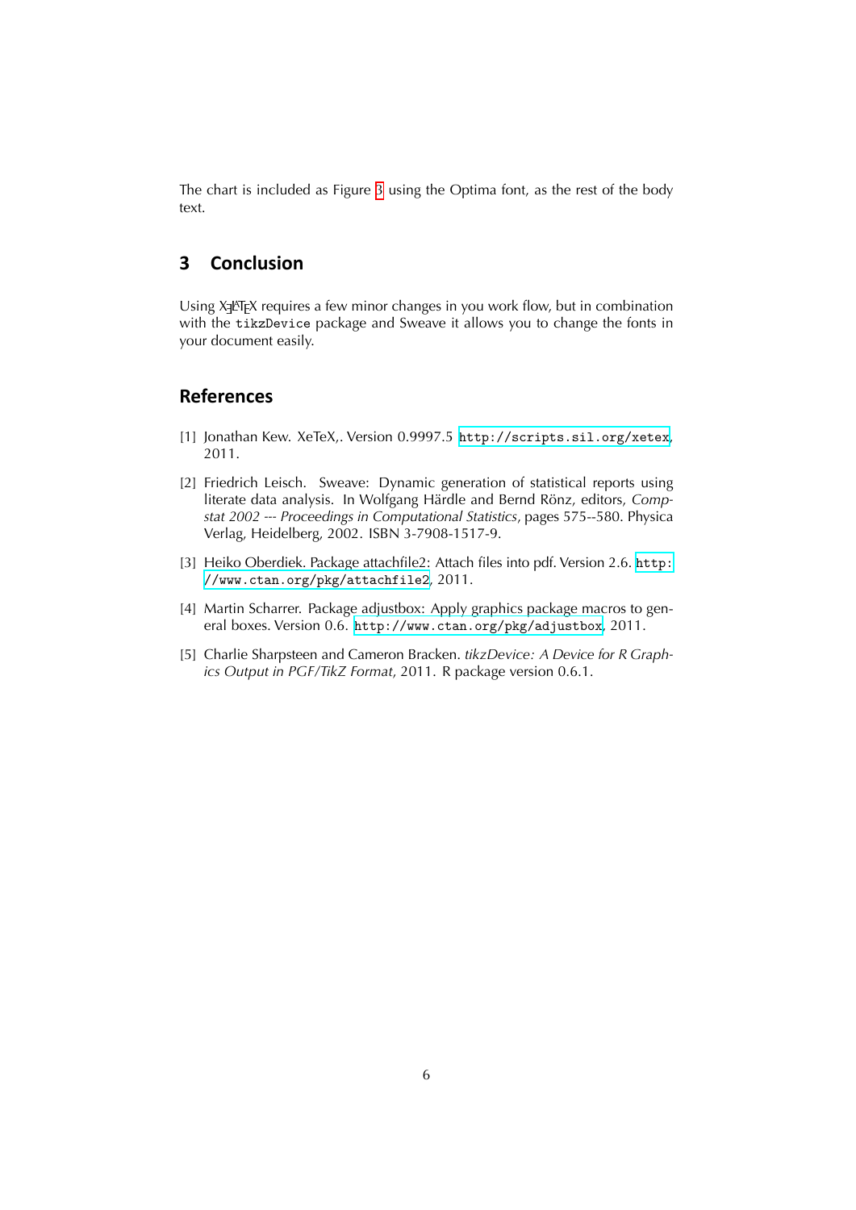The chart is included as Figure 3 using the Optima font, as the rest of the body text.

## 3 Conclusion

Using XeLaTeX requires a few minor changes in you work flow, but in combination with the `tikzDevice` package and Sweave it allows you to change the fonts in your document easily.

## References

[1] Jonathan Kew. XeTeX,. Version 0.9997.5 `http://scripts.sil.org/xetex`, 2011.

[2] Friedrich Leisch. Sweave: Dynamic generation of statistical reports using literate data analysis. In Wolfgang Härdle and Bernd Rönz, editors, *Compstat 2002 --- Proceedings in Computational Statistics*, pages 575--580. Physica Verlag, Heidelberg, 2002. ISBN 3-7908-1517-9.

[3] Heiko Oberdiek. Package attachfile2: Attach files into pdf. Version 2.6. `http://www.ctan.org/pkg/attachfile2`, 2011.

[4] Martin Scharrer. Package adjustbox: Apply graphics package macros to general boxes. Version 0.6. `http://www.ctan.org/pkg/adjustbox`, 2011.

[5] Charlie Sharpsteen and Cameron Bracken. *tikzDevice: A Device for R Graphics Output in PGF/TikZ Format*, 2011. R package version 0.6.1.